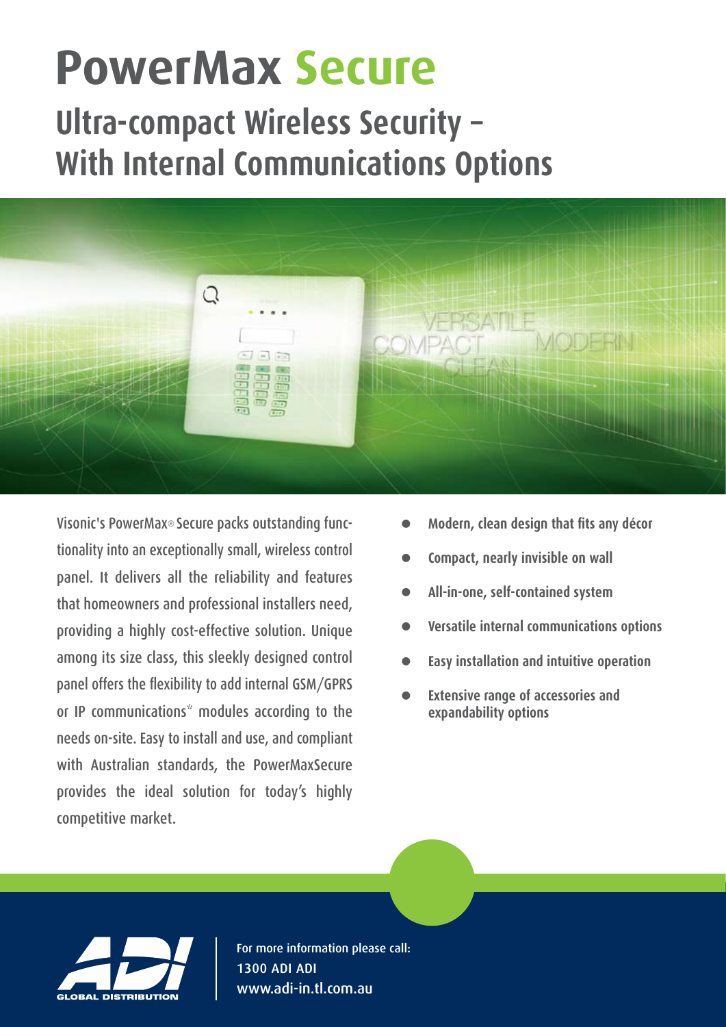# PowerMax Secure

## Ultra-compact Wireless Security – With Internal Communications Options

Visonic's PowerMax® Secure packs outstanding functionality into an exceptionally small, wireless control panel. It delivers all the reliability and features that homeowners and professional installers need, providing a highly cost-effective solution. Unique among its size class, this sleekly designed control panel offers the flexibility to add internal GSM/GPRS or IP communications* modules according to the needs on-site. Easy to install and use, and compliant with Australian standards, the PowerMaxSecure provides the ideal solution for today's highly competitive market.

- **Modern, clean design that fits any décor**
- **Compact, nearly invisible on wall**
- **All-in-one, self-contained system**
- **Versatile internal communications options**
- **Easy installation and intuitive operation**
- **Extensive range of accessories and expandability options**

ADI GLOBAL DISTRIBUTION

For more information please call:
1300 ADI ADI
www.adi-in.tl.com.au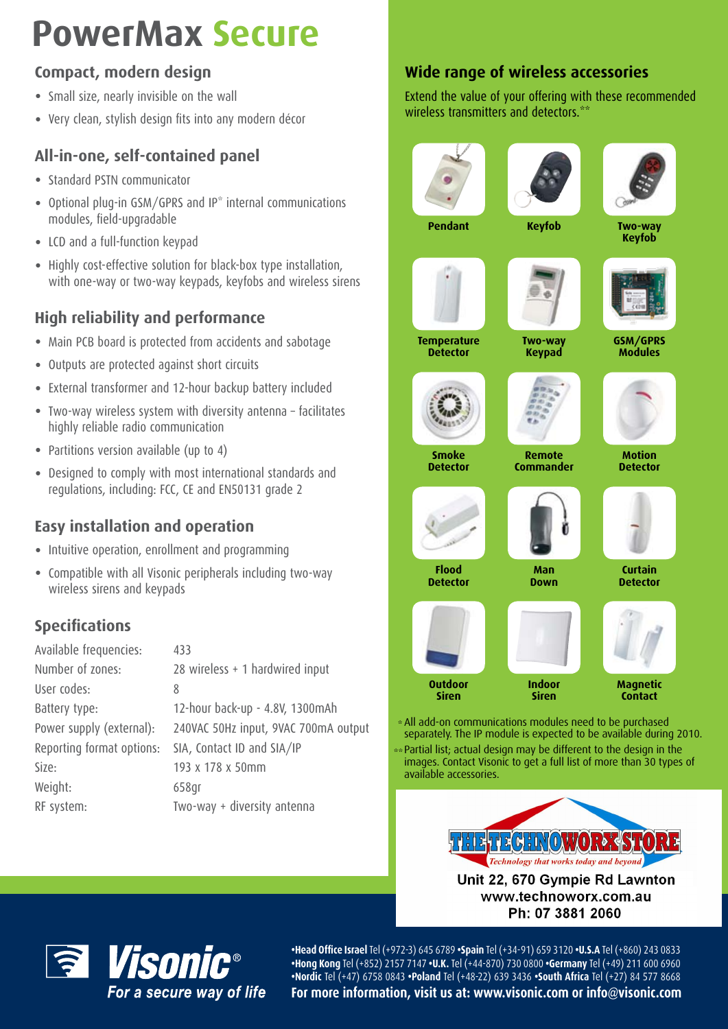# PowerMax Secure

## Compact, modern design

- Small size, nearly invisible on the wall
- Very clean, stylish design fits into any modern décor

## All-in-one, self-contained panel

- Standard PSTN communicator
- Optional plug-in GSM/GPRS and IP* internal communications modules, field-upgradable
- LCD and a full-function keypad
- Highly cost-effective solution for black-box type installation, with one-way or two-way keypads, keyfobs and wireless sirens

## High reliability and performance

- Main PCB board is protected from accidents and sabotage
- Outputs are protected against short circuits
- External transformer and 12-hour backup battery included
- Two-way wireless system with diversity antenna – facilitates highly reliable radio communication
- Partitions version available (up to 4)
- Designed to comply with most international standards and regulations, including: FCC, CE and EN50131 grade 2

## Easy installation and operation

- Intuitive operation, enrollment and programming
- Compatible with all Visonic peripherals including two-way wireless sirens and keypads

## Specifications

| | |
|---|---|
| Available frequencies: | 433 |
| Number of zones: | 28 wireless + 1 hardwired input |
| User codes: | 8 |
| Battery type: | 12-hour back-up - 4.8V, 1300mAh |
| Power supply (external): | 240VAC 50Hz input, 9VAC 700mA output |
| Reporting format options: | SIA, Contact ID and SIA/IP |
| Size: | 193 x 178 x 50mm |
| Weight: | 658gr |
| RF system: | Two-way + diversity antenna |

## Wide range of wireless accessories

Extend the value of your offering with these recommended wireless transmitters and detectors.**

Pendant

Keyfob

Two-way Keyfob

Temperature Detector

Two-way Keypad

GSM/GPRS Modules

Smoke Detector

Remote Commander

Motion Detector

Flood Detector

Man Down

Curtain Detector

Outdoor Siren

Indoor Siren

Magnetic Contact

\* All add-on communications modules need to be purchased separately. The IP module is expected to be available during 2010.

\** Partial list; actual design may be different to the design in the images. Contact Visonic to get a full list of more than 30 types of available accessories.

THE TECHNOWORX STORE
*Technology that works today and beyond*
Unit 22, 670 Gympie Rd Lawnton
www.technoworx.com.au
Ph: 07 3881 2060

Visonic®
*For a secure way of life*

•**Head Office Israel** Tel (+972-3) 645 6789 •**Spain** Tel (+34-91) 659 3120 •**U.S.A** Tel (+860) 243 0833 •**Hong Kong** Tel (+852) 2157 7147 •**U.K.** Tel (+44-870) 730 0800 •**Germany** Tel (+49) 211 600 6960 •**Nordic** Tel (+47) 6758 0843 •**Poland** Tel (+48-22) 639 3436 •**South Africa** Tel (+27) 84 577 8668

**For more information, visit us at: www.visonic.com or info@visonic.com**